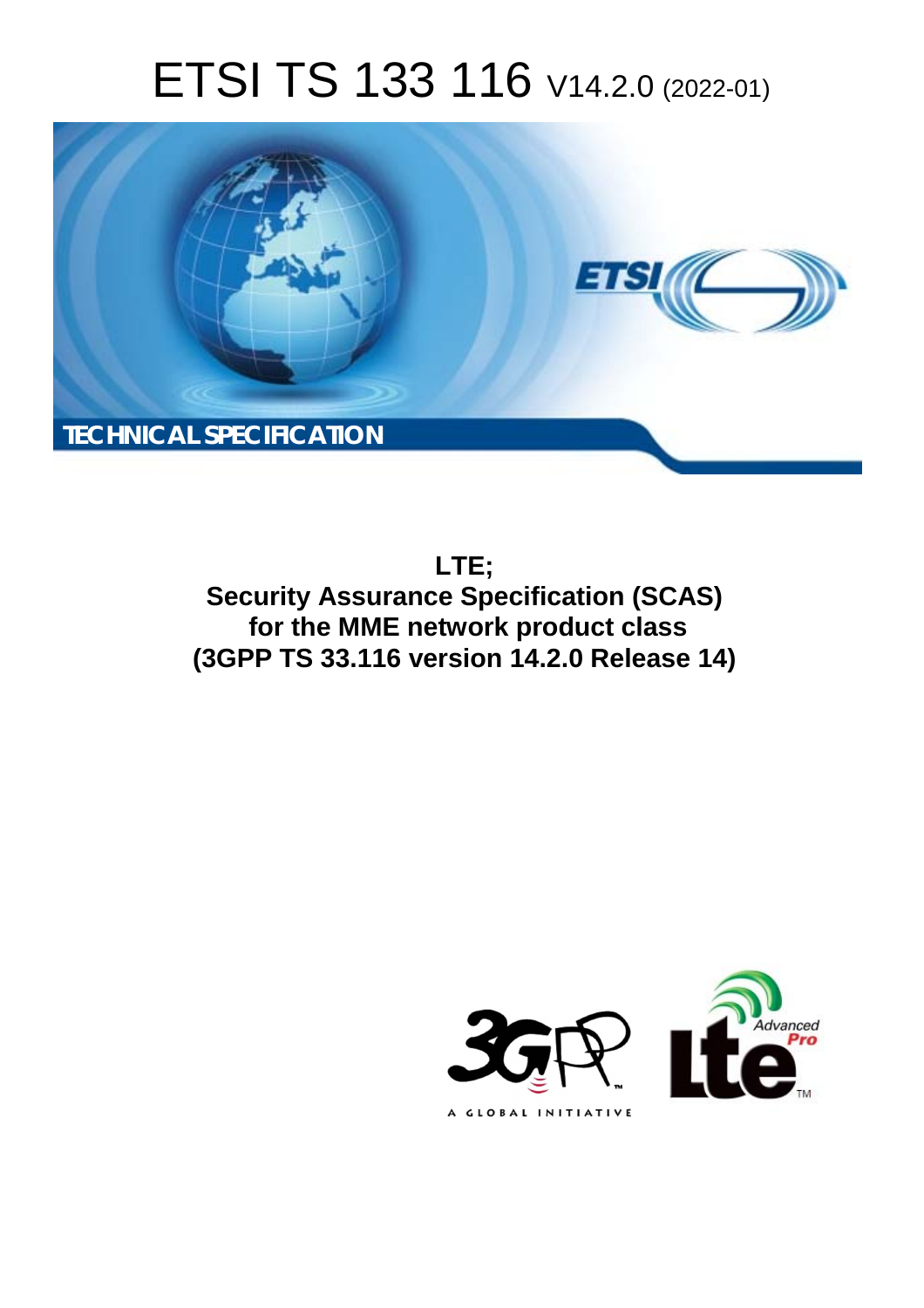# ETSI TS 133 116 V14.2.0 (2022-01)

TECHNICAL SPECIFICATION

**LTE;**
**Security Assurance Specification (SCAS)**
**for the MME network product class**
**(3GPP TS 33.116 version 14.2.0 Release 14)**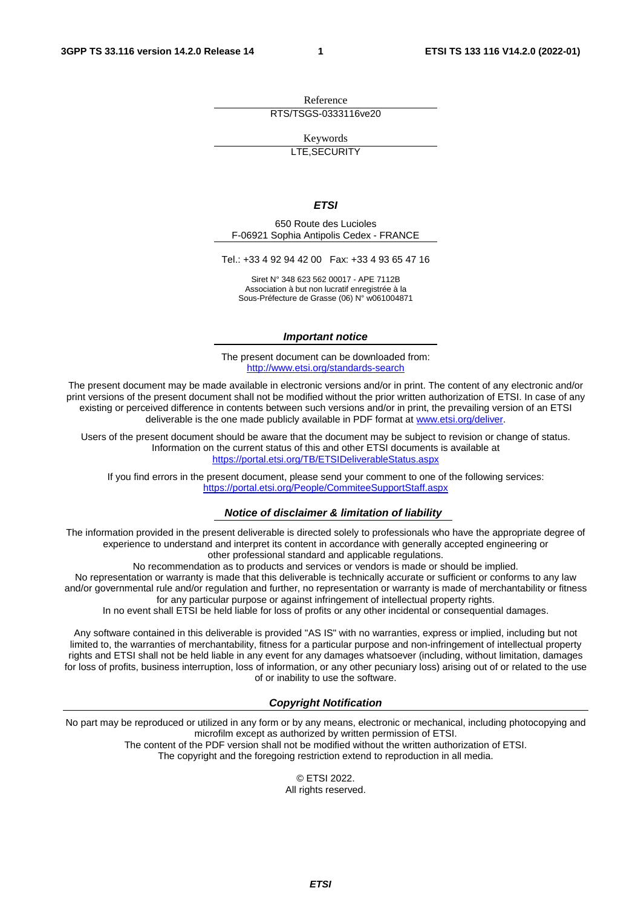Reference

RTS/TSGS-0333116ve20

Keywords

LTE,SECURITY

***ETSI***

650 Route des Lucioles
F-06921 Sophia Antipolis Cedex - FRANCE

Tel.: +33 4 92 94 42 00   Fax: +33 4 93 65 47 16

Siret N° 348 623 562 00017 - APE 7112B
Association à but non lucratif enregistrée à la
Sous-Préfecture de Grasse (06) N° w061004871

***Important notice***

The present document can be downloaded from:
http://www.etsi.org/standards-search

The present document may be made available in electronic versions and/or in print. The content of any electronic and/or print versions of the present document shall not be modified without the prior written authorization of ETSI. In case of any existing or perceived difference in contents between such versions and/or in print, the prevailing version of an ETSI deliverable is the one made publicly available in PDF format at www.etsi.org/deliver.

Users of the present document should be aware that the document may be subject to revision or change of status. Information on the current status of this and other ETSI documents is available at https://portal.etsi.org/TB/ETSIDeliverableStatus.aspx

If you find errors in the present document, please send your comment to one of the following services:
https://portal.etsi.org/People/CommiteeSupportStaff.aspx

***Notice of disclaimer & limitation of liability***

The information provided in the present deliverable is directed solely to professionals who have the appropriate degree of experience to understand and interpret its content in accordance with generally accepted engineering or other professional standard and applicable regulations.
No recommendation as to products and services or vendors is made or should be implied.
No representation or warranty is made that this deliverable is technically accurate or sufficient or conforms to any law and/or governmental rule and/or regulation and further, no representation or warranty is made of merchantability or fitness for any particular purpose or against infringement of intellectual property rights.
In no event shall ETSI be held liable for loss of profits or any other incidental or consequential damages.

Any software contained in this deliverable is provided "AS IS" with no warranties, express or implied, including but not limited to, the warranties of merchantability, fitness for a particular purpose and non-infringement of intellectual property rights and ETSI shall not be held liable in any event for any damages whatsoever (including, without limitation, damages for loss of profits, business interruption, loss of information, or any other pecuniary loss) arising out of or related to the use of or inability to use the software.

***Copyright Notification***

No part may be reproduced or utilized in any form or by any means, electronic or mechanical, including photocopying and microfilm except as authorized by written permission of ETSI.
The content of the PDF version shall not be modified without the written authorization of ETSI.
The copyright and the foregoing restriction extend to reproduction in all media.

© ETSI 2022.
All rights reserved.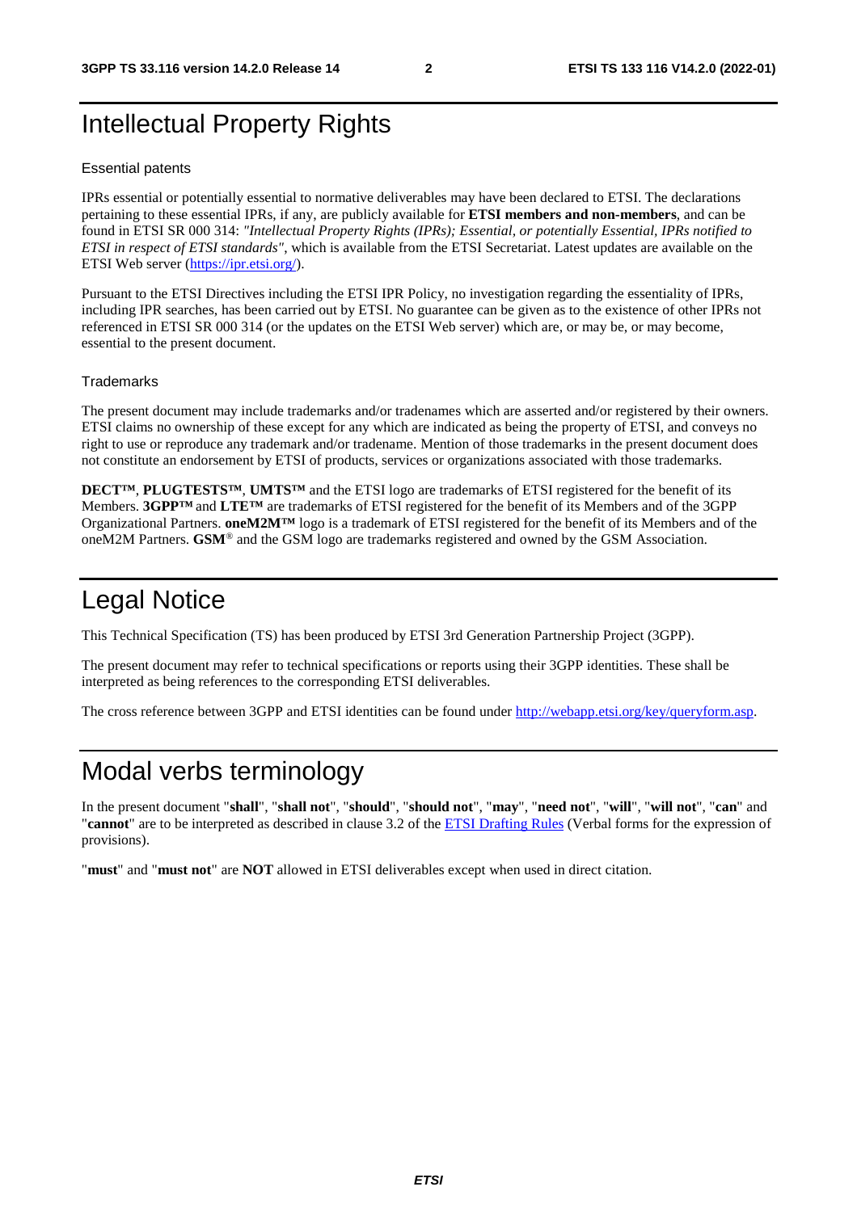# Intellectual Property Rights

## Essential patents

IPRs essential or potentially essential to normative deliverables may have been declared to ETSI. The declarations pertaining to these essential IPRs, if any, are publicly available for **ETSI members and non-members**, and can be found in ETSI SR 000 314: *"Intellectual Property Rights (IPRs); Essential, or potentially Essential, IPRs notified to ETSI in respect of ETSI standards"*, which is available from the ETSI Secretariat. Latest updates are available on the ETSI Web server (https://ipr.etsi.org/).

Pursuant to the ETSI Directives including the ETSI IPR Policy, no investigation regarding the essentiality of IPRs, including IPR searches, has been carried out by ETSI. No guarantee can be given as to the existence of other IPRs not referenced in ETSI SR 000 314 (or the updates on the ETSI Web server) which are, or may be, or may become, essential to the present document.

## Trademarks

The present document may include trademarks and/or tradenames which are asserted and/or registered by their owners. ETSI claims no ownership of these except for any which are indicated as being the property of ETSI, and conveys no right to use or reproduce any trademark and/or tradename. Mention of those trademarks in the present document does not constitute an endorsement by ETSI of products, services or organizations associated with those trademarks.

**DECT™**, **PLUGTESTS™**, **UMTS™** and the ETSI logo are trademarks of ETSI registered for the benefit of its Members. **3GPP™** and **LTE™** are trademarks of ETSI registered for the benefit of its Members and of the 3GPP Organizational Partners. **oneM2M™** logo is a trademark of ETSI registered for the benefit of its Members and of the oneM2M Partners. **GSM**® and the GSM logo are trademarks registered and owned by the GSM Association.

# Legal Notice

This Technical Specification (TS) has been produced by ETSI 3rd Generation Partnership Project (3GPP).

The present document may refer to technical specifications or reports using their 3GPP identities. These shall be interpreted as being references to the corresponding ETSI deliverables.

The cross reference between 3GPP and ETSI identities can be found under http://webapp.etsi.org/key/queryform.asp.

# Modal verbs terminology

In the present document "**shall**", "**shall not**", "**should**", "**should not**", "**may**", "**need not**", "**will**", "**will not**", "**can**" and "**cannot**" are to be interpreted as described in clause 3.2 of the ETSI Drafting Rules (Verbal forms for the expression of provisions).

"**must**" and "**must not**" are **NOT** allowed in ETSI deliverables except when used in direct citation.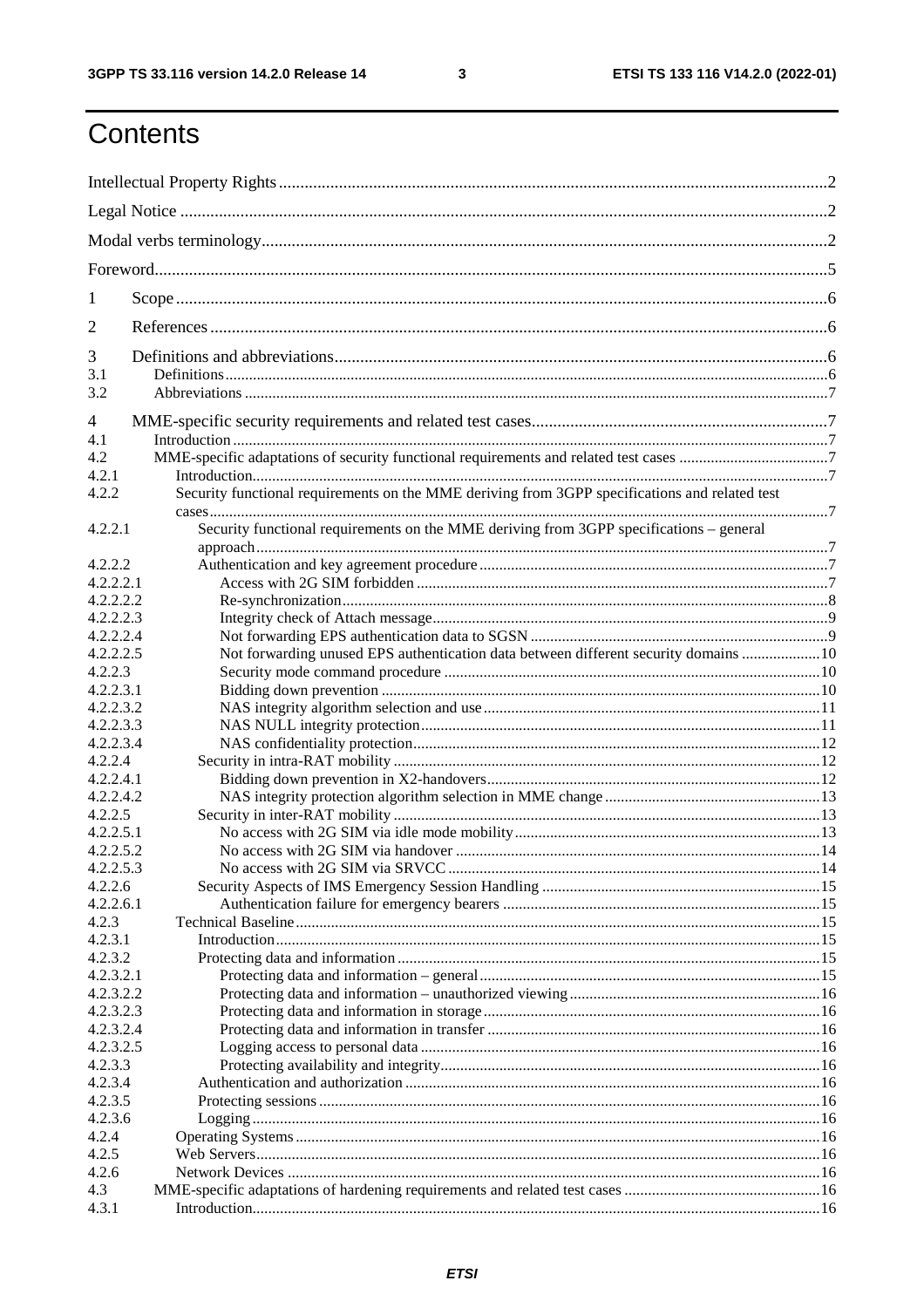# Contents

Intellectual Property Rights ....2
Legal Notice ....2
Modal verbs terminology....2
Foreword....5
1 Scope ....6
2 References ....6
3 Definitions and abbreviations....6
3.1 Definitions....6
3.2 Abbreviations ....7
4 MME-specific security requirements and related test cases....7
4.1 Introduction ....7
4.2 MME-specific adaptations of security functional requirements and related test cases ....7
4.2.1 Introduction....7
4.2.2 Security functional requirements on the MME deriving from 3GPP specifications and related test cases....7
4.2.2.1 Security functional requirements on the MME deriving from 3GPP specifications – general approach....7
4.2.2.2 Authentication and key agreement procedure ....7
4.2.2.2.1 Access with 2G SIM forbidden ....7
4.2.2.2.2 Re-synchronization....8
4.2.2.2.3 Integrity check of Attach message....9
4.2.2.2.4 Not forwarding EPS authentication data to SGSN ....9
4.2.2.2.5 Not forwarding unused EPS authentication data between different security domains ....10
4.2.2.3 Security mode command procedure ....10
4.2.2.3.1 Bidding down prevention ....10
4.2.2.3.2 NAS integrity algorithm selection and use....11
4.2.2.3.3 NAS NULL integrity protection....11
4.2.2.3.4 NAS confidentiality protection....12
4.2.2.4 Security in intra-RAT mobility ....12
4.2.2.4.1 Bidding down prevention in X2-handovers....12
4.2.2.4.2 NAS integrity protection algorithm selection in MME change ....13
4.2.2.5 Security in inter-RAT mobility ....13
4.2.2.5.1 No access with 2G SIM via idle mode mobility....13
4.2.2.5.2 No access with 2G SIM via handover ....14
4.2.2.5.3 No access with 2G SIM via SRVCC ....14
4.2.2.6 Security Aspects of IMS Emergency Session Handling ....15
4.2.2.6.1 Authentication failure for emergency bearers ....15
4.2.3 Technical Baseline....15
4.2.3.1 Introduction....15
4.2.3.2 Protecting data and information ....15
4.2.3.2.1 Protecting data and information – general....15
4.2.3.2.2 Protecting data and information – unauthorized viewing....16
4.2.3.2.3 Protecting data and information in storage....16
4.2.3.2.4 Protecting data and information in transfer ....16
4.2.3.2.5 Logging access to personal data ....16
4.2.3.3 Protecting availability and integrity....16
4.2.3.4 Authentication and authorization ....16
4.2.3.5 Protecting sessions ....16
4.2.3.6 Logging ....16
4.2.4 Operating Systems....16
4.2.5 Web Servers....16
4.2.6 Network Devices ....16
4.3 MME-specific adaptations of hardening requirements and related test cases ....16
4.3.1 Introduction....16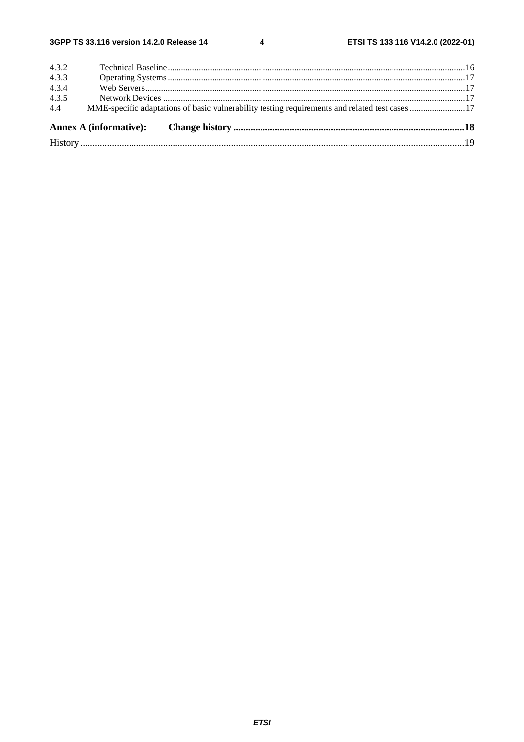4.3.2 Technical Baseline ..... 16
4.3.3 Operating Systems ..... 17
4.3.4 Web Servers ..... 17
4.3.5 Network Devices ..... 17
4.4 MME-specific adaptations of basic vulnerability testing requirements and related test cases ..... 17

**Annex A (informative): Change history ..... 18**

History ..... 19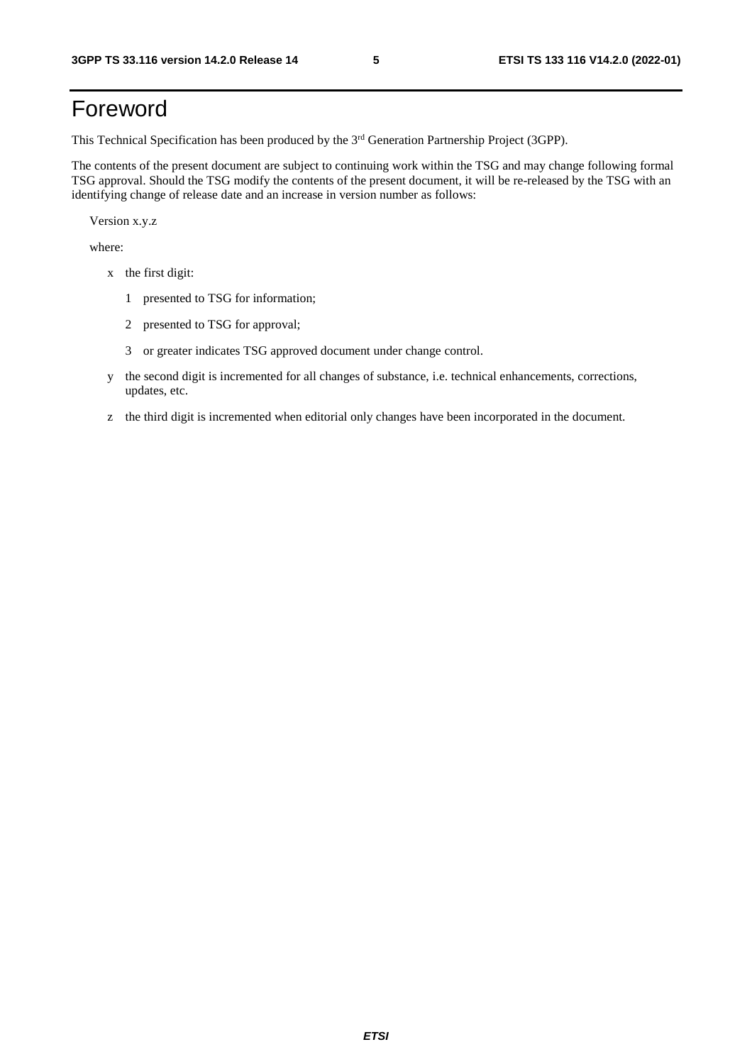# Foreword

This Technical Specification has been produced by the 3rd Generation Partnership Project (3GPP).

The contents of the present document are subject to continuing work within the TSG and may change following formal TSG approval. Should the TSG modify the contents of the present document, it will be re-released by the TSG with an identifying change of release date and an increase in version number as follows:

Version x.y.z

where:

- x the first digit:
  - 1 presented to TSG for information;
  - 2 presented to TSG for approval;
  - 3 or greater indicates TSG approved document under change control.
- y the second digit is incremented for all changes of substance, i.e. technical enhancements, corrections, updates, etc.
- z the third digit is incremented when editorial only changes have been incorporated in the document.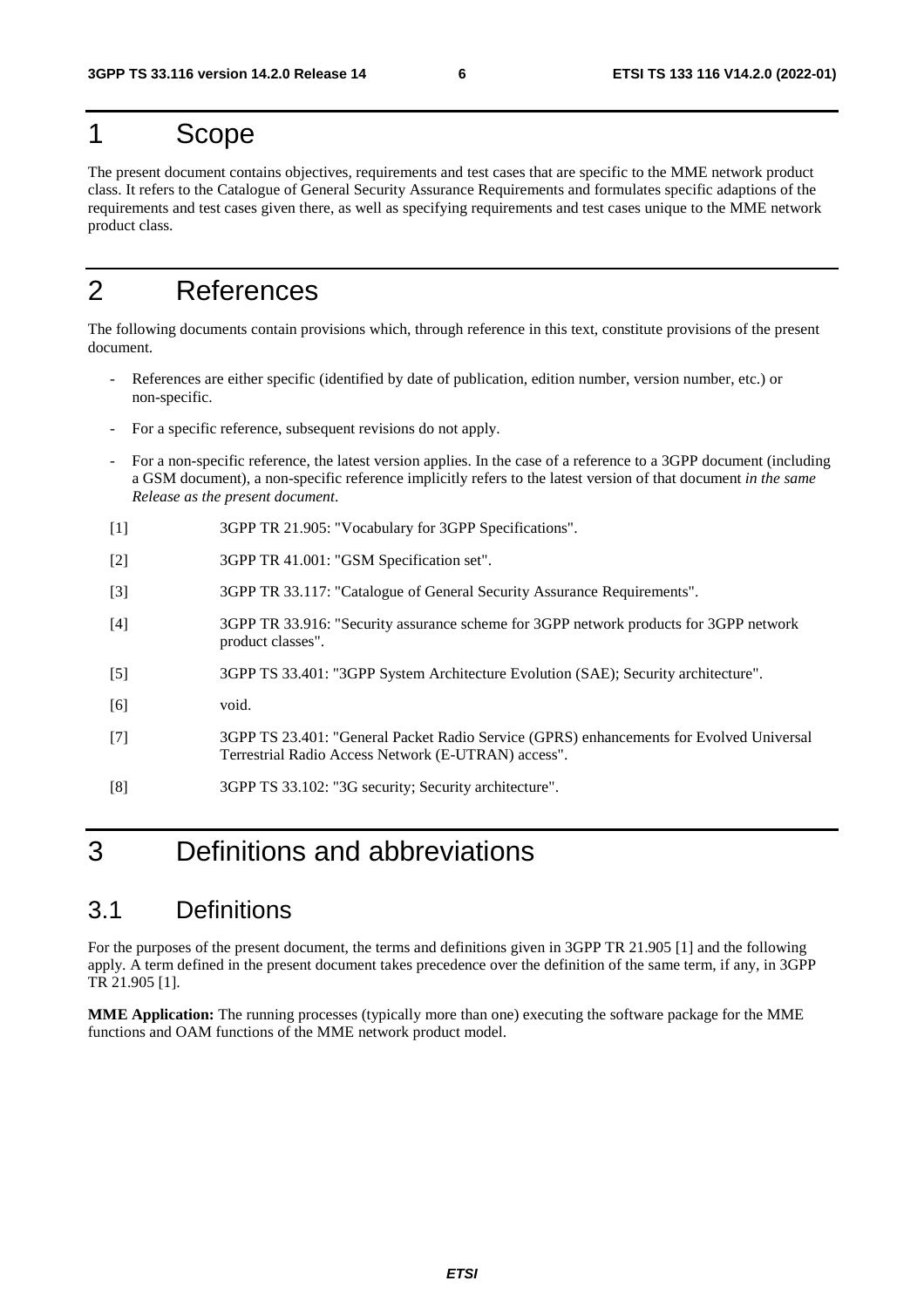# 1 Scope

The present document contains objectives, requirements and test cases that are specific to the MME network product class. It refers to the Catalogue of General Security Assurance Requirements and formulates specific adaptions of the requirements and test cases given there, as well as specifying requirements and test cases unique to the MME network product class.

# 2 References

The following documents contain provisions which, through reference in this text, constitute provisions of the present document.

- References are either specific (identified by date of publication, edition number, version number, etc.) or non-specific.
- For a specific reference, subsequent revisions do not apply.
- For a non-specific reference, the latest version applies. In the case of a reference to a 3GPP document (including a GSM document), a non-specific reference implicitly refers to the latest version of that document *in the same Release as the present document*.

[1] 3GPP TR 21.905: "Vocabulary for 3GPP Specifications".

[2] 3GPP TR 41.001: "GSM Specification set".

[3] 3GPP TR 33.117: "Catalogue of General Security Assurance Requirements".

[4] 3GPP TR 33.916: "Security assurance scheme for 3GPP network products for 3GPP network product classes".

[5] 3GPP TS 33.401: "3GPP System Architecture Evolution (SAE); Security architecture".

[6] void.

[7] 3GPP TS 23.401: "General Packet Radio Service (GPRS) enhancements for Evolved Universal Terrestrial Radio Access Network (E-UTRAN) access".

[8] 3GPP TS 33.102: "3G security; Security architecture".

# 3 Definitions and abbreviations

## 3.1 Definitions

For the purposes of the present document, the terms and definitions given in 3GPP TR 21.905 [1] and the following apply. A term defined in the present document takes precedence over the definition of the same term, if any, in 3GPP TR 21.905 [1].

**MME Application:** The running processes (typically more than one) executing the software package for the MME functions and OAM functions of the MME network product model.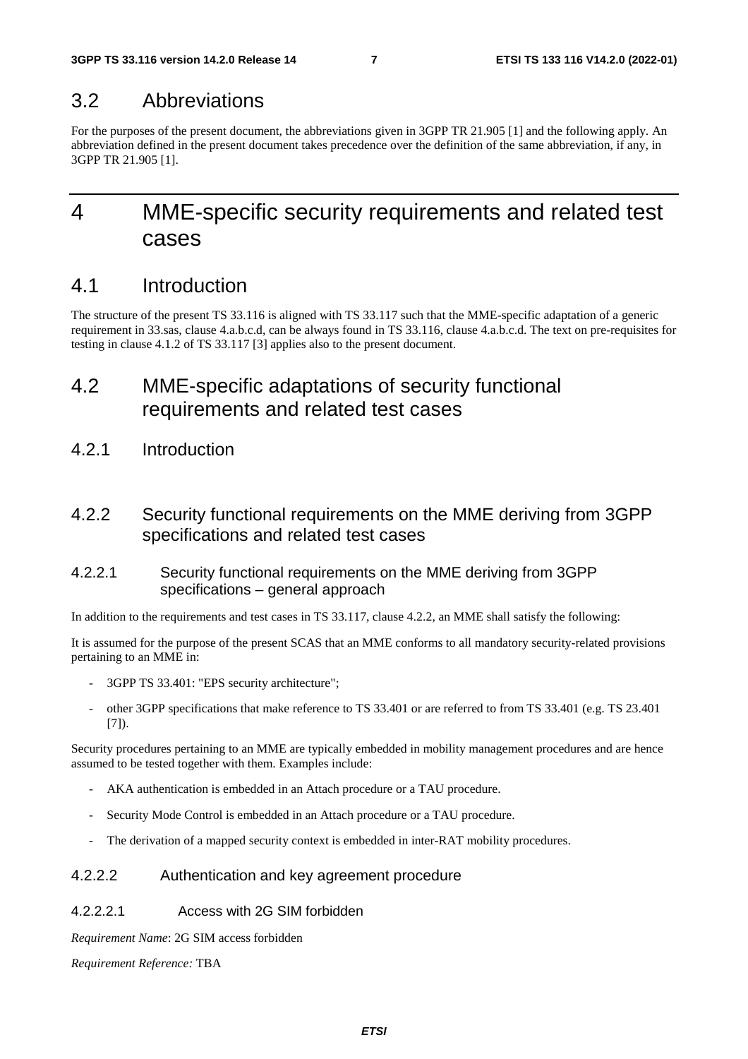## 3.2 Abbreviations

For the purposes of the present document, the abbreviations given in 3GPP TR 21.905 [1] and the following apply. An abbreviation defined in the present document takes precedence over the definition of the same abbreviation, if any, in 3GPP TR 21.905 [1].

# 4 MME-specific security requirements and related test cases

## 4.1 Introduction

The structure of the present TS 33.116 is aligned with TS 33.117 such that the MME-specific adaptation of a generic requirement in 33.sas, clause 4.a.b.c.d, can be always found in TS 33.116, clause 4.a.b.c.d. The text on pre-requisites for testing in clause 4.1.2 of TS 33.117 [3] applies also to the present document.

## 4.2 MME-specific adaptations of security functional requirements and related test cases

### 4.2.1 Introduction

### 4.2.2 Security functional requirements on the MME deriving from 3GPP specifications and related test cases

#### 4.2.2.1 Security functional requirements on the MME deriving from 3GPP specifications – general approach

In addition to the requirements and test cases in TS 33.117, clause 4.2.2, an MME shall satisfy the following:

It is assumed for the purpose of the present SCAS that an MME conforms to all mandatory security-related provisions pertaining to an MME in:

- 3GPP TS 33.401: "EPS security architecture";
- other 3GPP specifications that make reference to TS 33.401 or are referred to from TS 33.401 (e.g. TS 23.401 [7]).

Security procedures pertaining to an MME are typically embedded in mobility management procedures and are hence assumed to be tested together with them. Examples include:

- AKA authentication is embedded in an Attach procedure or a TAU procedure.
- Security Mode Control is embedded in an Attach procedure or a TAU procedure.
- The derivation of a mapped security context is embedded in inter-RAT mobility procedures.

#### 4.2.2.2 Authentication and key agreement procedure

##### 4.2.2.2.1 Access with 2G SIM forbidden

*Requirement Name*: 2G SIM access forbidden

*Requirement Reference:* TBA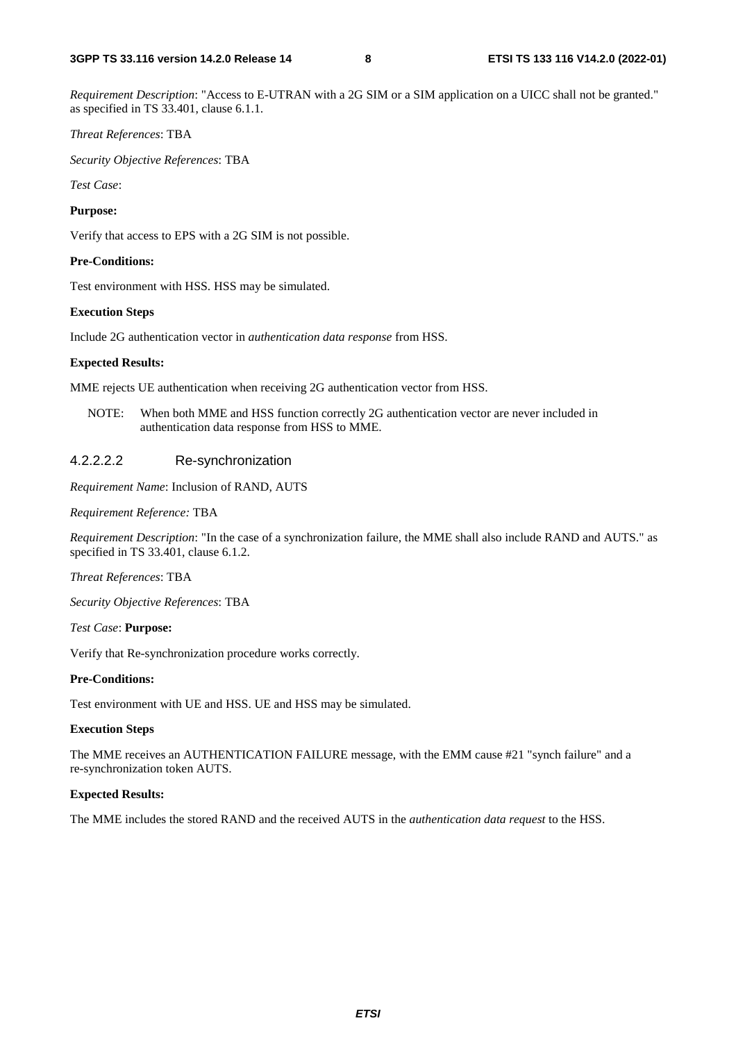*Requirement Description*: "Access to E-UTRAN with a 2G SIM or a SIM application on a UICC shall not be granted." as specified in TS 33.401, clause 6.1.1.

*Threat References*: TBA

*Security Objective References*: TBA

*Test Case*:

**Purpose:**

Verify that access to EPS with a 2G SIM is not possible.

**Pre-Conditions:**

Test environment with HSS. HSS may be simulated.

**Execution Steps**

Include 2G authentication vector in *authentication data response* from HSS.

**Expected Results:**

MME rejects UE authentication when receiving 2G authentication vector from HSS.

NOTE: When both MME and HSS function correctly 2G authentication vector are never included in authentication data response from HSS to MME.

#### 4.2.2.2.2 Re-synchronization

*Requirement Name*: Inclusion of RAND, AUTS

*Requirement Reference:* TBA

*Requirement Description*: "In the case of a synchronization failure, the MME shall also include RAND and AUTS." as specified in TS 33.401, clause 6.1.2.

*Threat References*: TBA

*Security Objective References*: TBA

*Test Case*: **Purpose:**

Verify that Re-synchronization procedure works correctly.

**Pre-Conditions:**

Test environment with UE and HSS. UE and HSS may be simulated.

**Execution Steps**

The MME receives an AUTHENTICATION FAILURE message, with the EMM cause #21 "synch failure" and a re-synchronization token AUTS.

**Expected Results:**

The MME includes the stored RAND and the received AUTS in the *authentication data request* to the HSS.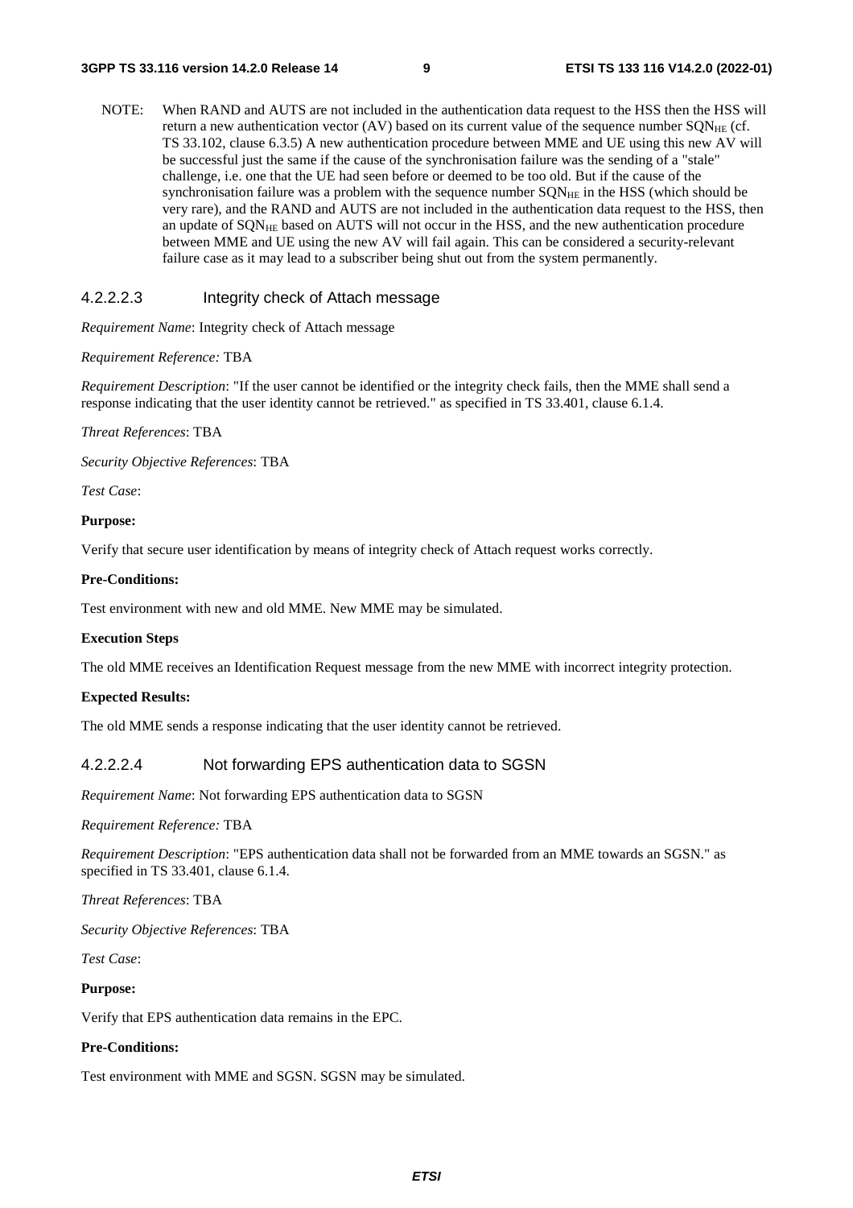NOTE: When RAND and AUTS are not included in the authentication data request to the HSS then the HSS will return a new authentication vector (AV) based on its current value of the sequence number $SQN_{HE}$ (cf. TS 33.102, clause 6.3.5) A new authentication procedure between MME and UE using this new AV will be successful just the same if the cause of the synchronisation failure was the sending of a "stale" challenge, i.e. one that the UE had seen before or deemed to be too old. But if the cause of the synchronisation failure was a problem with the sequence number $SQN_{HE}$ in the HSS (which should be very rare), and the RAND and AUTS are not included in the authentication data request to the HSS, then an update of $SQN_{HE}$ based on AUTS will not occur in the HSS, and the new authentication procedure between MME and UE using the new AV will fail again. This can be considered a security-relevant failure case as it may lead to a subscriber being shut out from the system permanently.

#### 4.2.2.2.3 Integrity check of Attach message

*Requirement Name*: Integrity check of Attach message

*Requirement Reference:* TBA

*Requirement Description*: "If the user cannot be identified or the integrity check fails, then the MME shall send a response indicating that the user identity cannot be retrieved." as specified in TS 33.401, clause 6.1.4.

*Threat References*: TBA

*Security Objective References*: TBA

*Test Case*:

**Purpose:**

Verify that secure user identification by means of integrity check of Attach request works correctly.

**Pre-Conditions:**

Test environment with new and old MME. New MME may be simulated.

**Execution Steps**

The old MME receives an Identification Request message from the new MME with incorrect integrity protection.

**Expected Results:**

The old MME sends a response indicating that the user identity cannot be retrieved.

#### 4.2.2.2.4 Not forwarding EPS authentication data to SGSN

*Requirement Name*: Not forwarding EPS authentication data to SGSN

*Requirement Reference:* TBA

*Requirement Description*: "EPS authentication data shall not be forwarded from an MME towards an SGSN." as specified in TS 33.401, clause 6.1.4.

*Threat References*: TBA

*Security Objective References*: TBA

*Test Case*:

**Purpose:**

Verify that EPS authentication data remains in the EPC.

**Pre-Conditions:**

Test environment with MME and SGSN. SGSN may be simulated.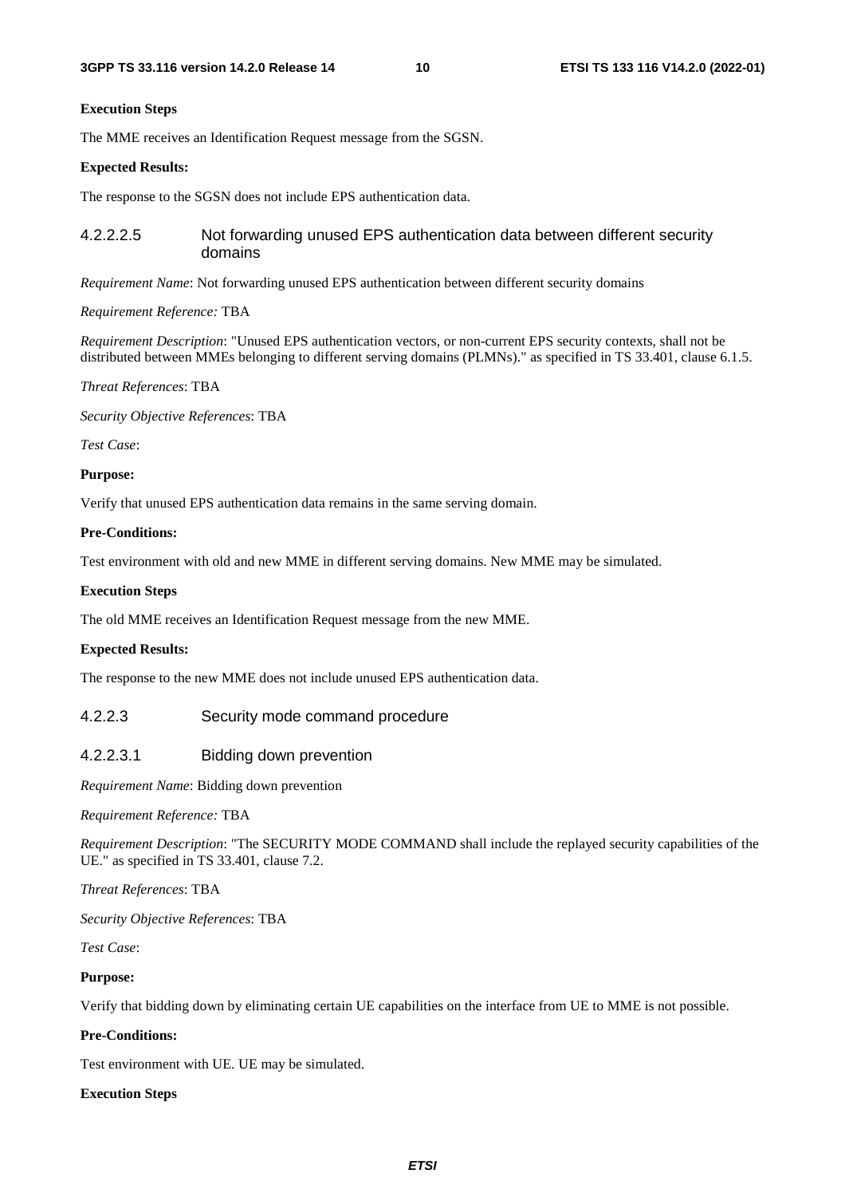**Execution Steps**

The MME receives an Identification Request message from the SGSN.

**Expected Results:**

The response to the SGSN does not include EPS authentication data.

#### 4.2.2.2.5 Not forwarding unused EPS authentication data between different security domains

*Requirement Name*: Not forwarding unused EPS authentication between different security domains

*Requirement Reference:* TBA

*Requirement Description*: "Unused EPS authentication vectors, or non-current EPS security contexts, shall not be distributed between MMEs belonging to different serving domains (PLMNs)." as specified in TS 33.401, clause 6.1.5.

*Threat References*: TBA

*Security Objective References*: TBA

*Test Case*:

**Purpose:**

Verify that unused EPS authentication data remains in the same serving domain.

**Pre-Conditions:**

Test environment with old and new MME in different serving domains. New MME may be simulated.

**Execution Steps**

The old MME receives an Identification Request message from the new MME.

**Expected Results:**

The response to the new MME does not include unused EPS authentication data.

### 4.2.2.3 Security mode command procedure

#### 4.2.2.3.1 Bidding down prevention

*Requirement Name*: Bidding down prevention

*Requirement Reference:* TBA

*Requirement Description*: "The SECURITY MODE COMMAND shall include the replayed security capabilities of the UE." as specified in TS 33.401, clause 7.2.

*Threat References*: TBA

*Security Objective References*: TBA

*Test Case*:

**Purpose:**

Verify that bidding down by eliminating certain UE capabilities on the interface from UE to MME is not possible.

**Pre-Conditions:**

Test environment with UE. UE may be simulated.

**Execution Steps**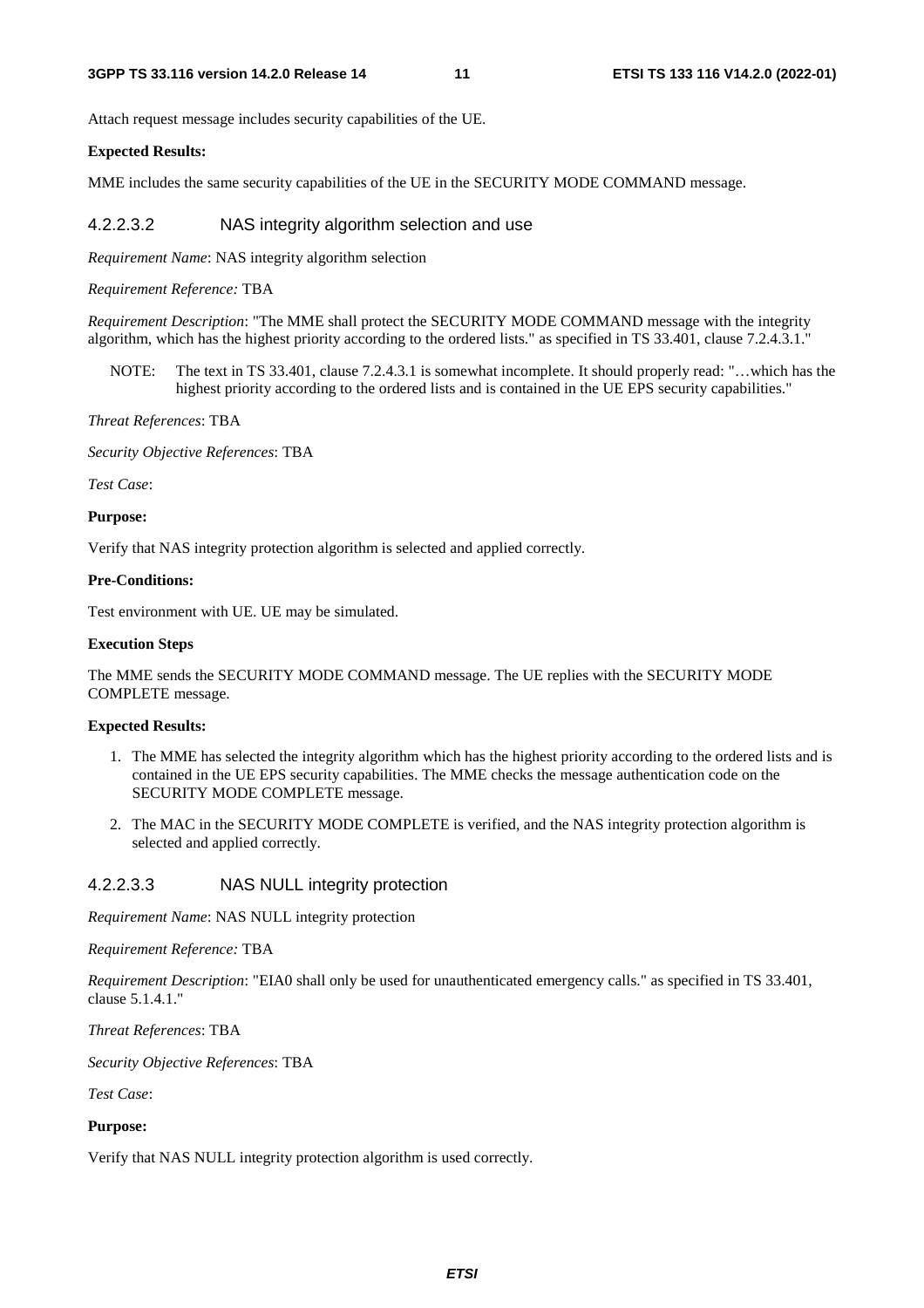Attach request message includes security capabilities of the UE.

**Expected Results:**

MME includes the same security capabilities of the UE in the SECURITY MODE COMMAND message.

#### 4.2.2.3.2 NAS integrity algorithm selection and use

*Requirement Name*: NAS integrity algorithm selection

*Requirement Reference:* TBA

*Requirement Description*: "The MME shall protect the SECURITY MODE COMMAND message with the integrity algorithm, which has the highest priority according to the ordered lists." as specified in TS 33.401, clause 7.2.4.3.1."

> NOTE: The text in TS 33.401, clause 7.2.4.3.1 is somewhat incomplete. It should properly read: "…which has the highest priority according to the ordered lists and is contained in the UE EPS security capabilities."

*Threat References*: TBA

*Security Objective References*: TBA

*Test Case*:

**Purpose:**

Verify that NAS integrity protection algorithm is selected and applied correctly.

**Pre-Conditions:**

Test environment with UE. UE may be simulated.

**Execution Steps**

The MME sends the SECURITY MODE COMMAND message. The UE replies with the SECURITY MODE COMPLETE message.

**Expected Results:**

1. The MME has selected the integrity algorithm which has the highest priority according to the ordered lists and is contained in the UE EPS security capabilities. The MME checks the message authentication code on the SECURITY MODE COMPLETE message.
2. The MAC in the SECURITY MODE COMPLETE is verified, and the NAS integrity protection algorithm is selected and applied correctly.

#### 4.2.2.3.3 NAS NULL integrity protection

*Requirement Name*: NAS NULL integrity protection

*Requirement Reference:* TBA

*Requirement Description*: "EIA0 shall only be used for unauthenticated emergency calls." as specified in TS 33.401, clause 5.1.4.1."

*Threat References*: TBA

*Security Objective References*: TBA

*Test Case*:

**Purpose:**

Verify that NAS NULL integrity protection algorithm is used correctly.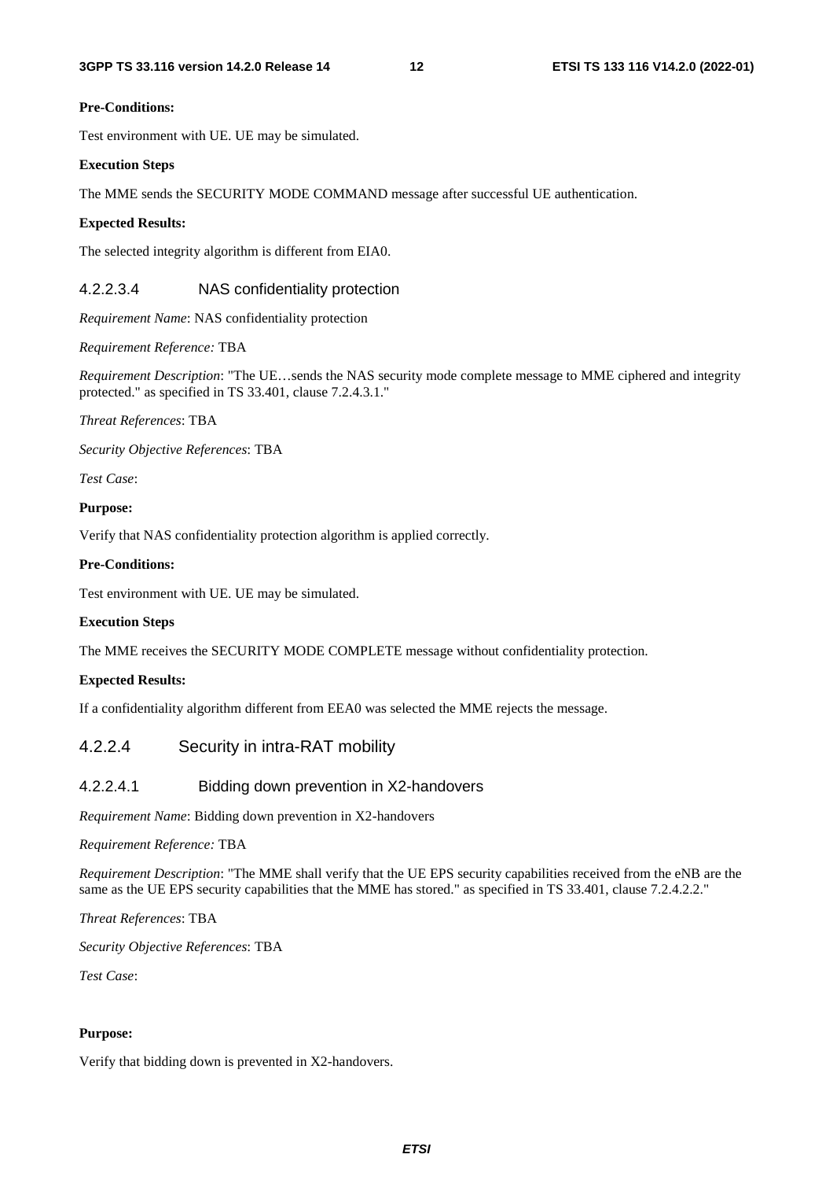**Pre-Conditions:**

Test environment with UE. UE may be simulated.

**Execution Steps**

The MME sends the SECURITY MODE COMMAND message after successful UE authentication.

**Expected Results:**

The selected integrity algorithm is different from EIA0.

#### 4.2.2.3.4 NAS confidentiality protection

*Requirement Name*: NAS confidentiality protection

*Requirement Reference:* TBA

*Requirement Description*: "The UE…sends the NAS security mode complete message to MME ciphered and integrity protected." as specified in TS 33.401, clause 7.2.4.3.1."

*Threat References*: TBA

*Security Objective References*: TBA

*Test Case*:

**Purpose:**

Verify that NAS confidentiality protection algorithm is applied correctly.

**Pre-Conditions:**

Test environment with UE. UE may be simulated.

**Execution Steps**

The MME receives the SECURITY MODE COMPLETE message without confidentiality protection.

**Expected Results:**

If a confidentiality algorithm different from EEA0 was selected the MME rejects the message.

### 4.2.2.4 Security in intra-RAT mobility

#### 4.2.2.4.1 Bidding down prevention in X2-handovers

*Requirement Name*: Bidding down prevention in X2-handovers

*Requirement Reference:* TBA

*Requirement Description*: "The MME shall verify that the UE EPS security capabilities received from the eNB are the same as the UE EPS security capabilities that the MME has stored." as specified in TS 33.401, clause 7.2.4.2.2."

*Threat References*: TBA

*Security Objective References*: TBA

*Test Case*:

**Purpose:**

Verify that bidding down is prevented in X2-handovers.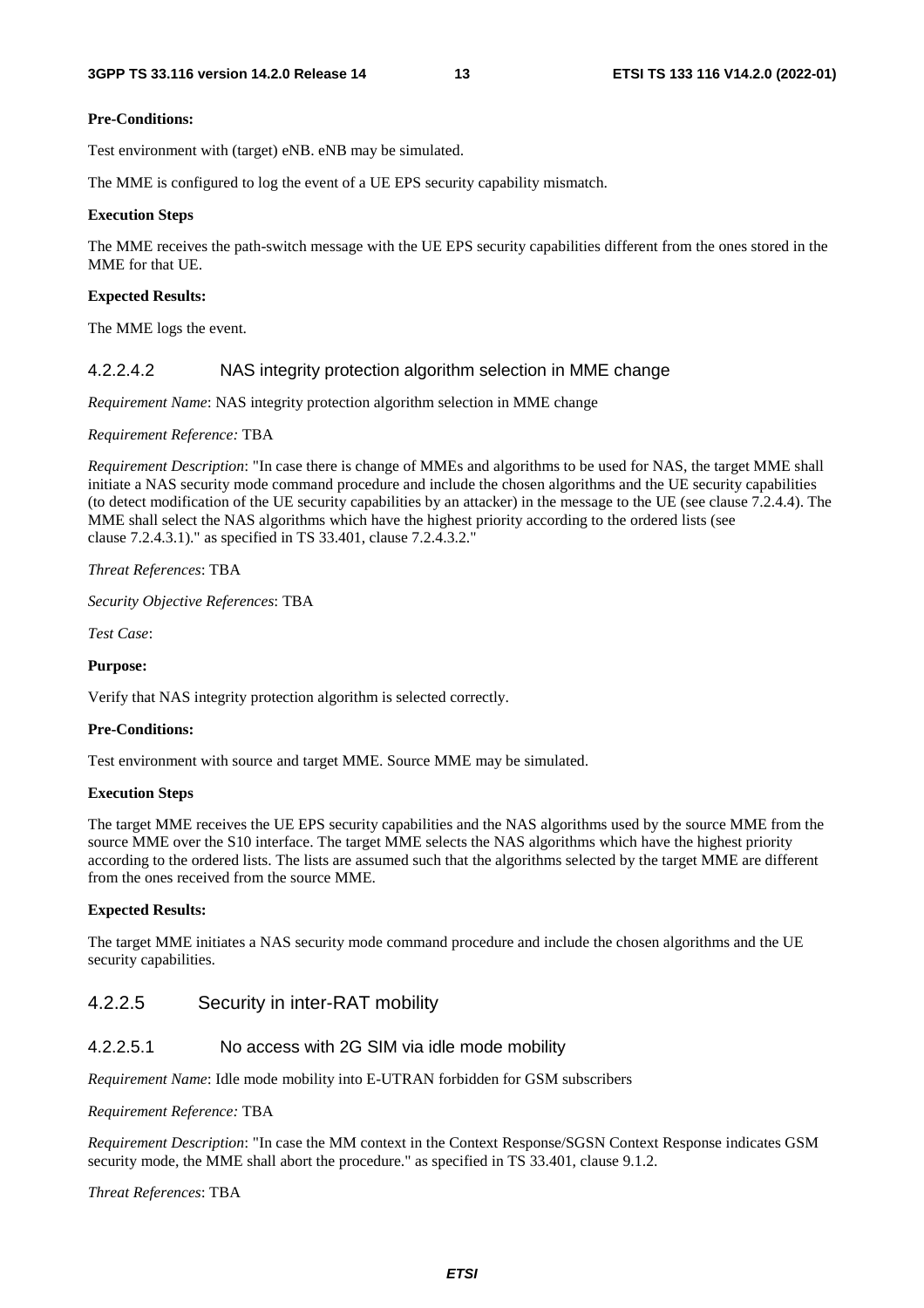**Pre-Conditions:**

Test environment with (target) eNB. eNB may be simulated.

The MME is configured to log the event of a UE EPS security capability mismatch.

**Execution Steps**

The MME receives the path-switch message with the UE EPS security capabilities different from the ones stored in the MME for that UE.

**Expected Results:**

The MME logs the event.

#### 4.2.2.4.2 NAS integrity protection algorithm selection in MME change

*Requirement Name*: NAS integrity protection algorithm selection in MME change

*Requirement Reference:* TBA

*Requirement Description*: "In case there is change of MMEs and algorithms to be used for NAS, the target MME shall initiate a NAS security mode command procedure and include the chosen algorithms and the UE security capabilities (to detect modification of the UE security capabilities by an attacker) in the message to the UE (see clause 7.2.4.4). The MME shall select the NAS algorithms which have the highest priority according to the ordered lists (see clause 7.2.4.3.1)." as specified in TS 33.401, clause 7.2.4.3.2."

*Threat References*: TBA

*Security Objective References*: TBA

*Test Case*:

**Purpose:**

Verify that NAS integrity protection algorithm is selected correctly.

**Pre-Conditions:**

Test environment with source and target MME. Source MME may be simulated.

**Execution Steps**

The target MME receives the UE EPS security capabilities and the NAS algorithms used by the source MME from the source MME over the S10 interface. The target MME selects the NAS algorithms which have the highest priority according to the ordered lists. The lists are assumed such that the algorithms selected by the target MME are different from the ones received from the source MME.

**Expected Results:**

The target MME initiates a NAS security mode command procedure and include the chosen algorithms and the UE security capabilities.

### 4.2.2.5 Security in inter-RAT mobility

#### 4.2.2.5.1 No access with 2G SIM via idle mode mobility

*Requirement Name*: Idle mode mobility into E-UTRAN forbidden for GSM subscribers

*Requirement Reference:* TBA

*Requirement Description*: "In case the MM context in the Context Response/SGSN Context Response indicates GSM security mode, the MME shall abort the procedure." as specified in TS 33.401, clause 9.1.2.

*Threat References*: TBA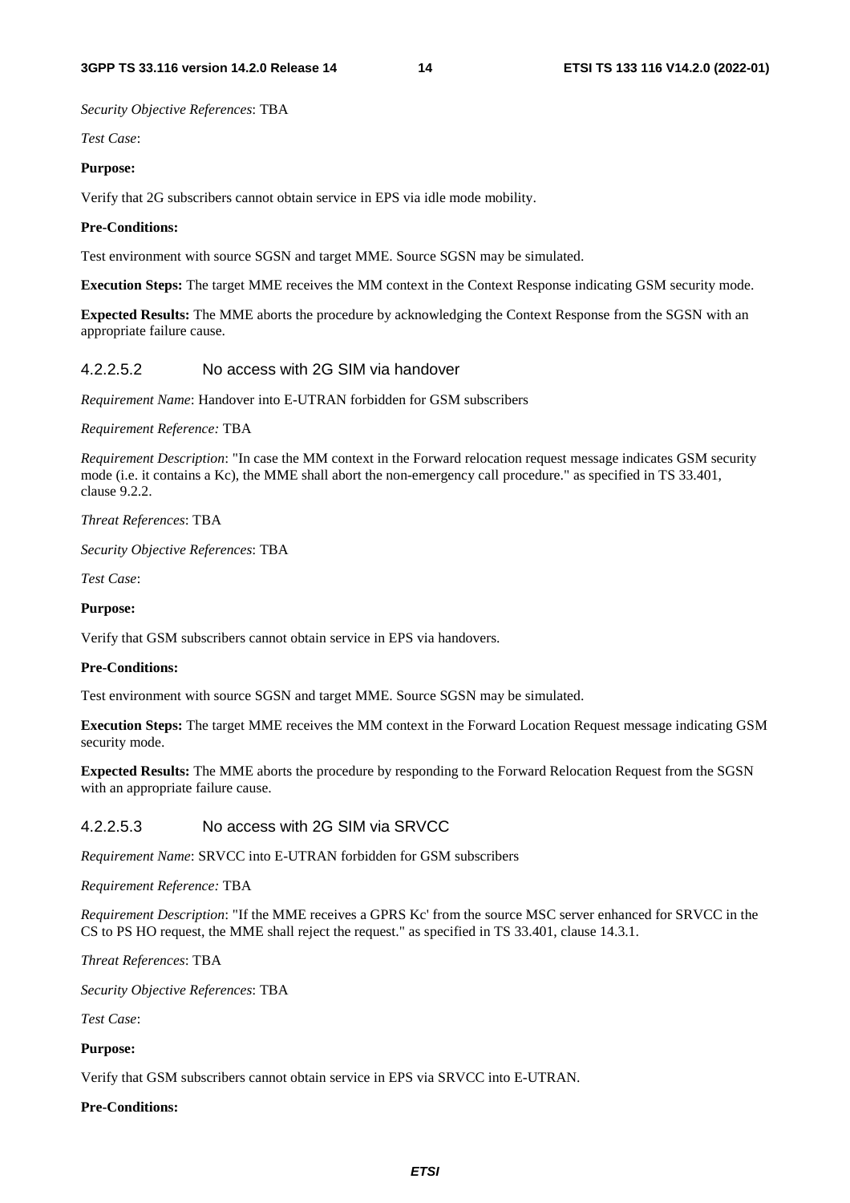*Security Objective References*: TBA

*Test Case*:

**Purpose:**

Verify that 2G subscribers cannot obtain service in EPS via idle mode mobility.

**Pre-Conditions:**

Test environment with source SGSN and target MME. Source SGSN may be simulated.

**Execution Steps:** The target MME receives the MM context in the Context Response indicating GSM security mode.

**Expected Results:** The MME aborts the procedure by acknowledging the Context Response from the SGSN with an appropriate failure cause.

#### 4.2.2.5.2 No access with 2G SIM via handover

*Requirement Name*: Handover into E-UTRAN forbidden for GSM subscribers

*Requirement Reference:* TBA

*Requirement Description*: "In case the MM context in the Forward relocation request message indicates GSM security mode (i.e. it contains a Kc), the MME shall abort the non-emergency call procedure." as specified in TS 33.401, clause 9.2.2.

*Threat References*: TBA

*Security Objective References*: TBA

*Test Case*:

**Purpose:**

Verify that GSM subscribers cannot obtain service in EPS via handovers.

**Pre-Conditions:**

Test environment with source SGSN and target MME. Source SGSN may be simulated.

**Execution Steps:** The target MME receives the MM context in the Forward Location Request message indicating GSM security mode.

**Expected Results:** The MME aborts the procedure by responding to the Forward Relocation Request from the SGSN with an appropriate failure cause.

#### 4.2.2.5.3 No access with 2G SIM via SRVCC

*Requirement Name*: SRVCC into E-UTRAN forbidden for GSM subscribers

*Requirement Reference:* TBA

*Requirement Description*: "If the MME receives a GPRS Kc' from the source MSC server enhanced for SRVCC in the CS to PS HO request, the MME shall reject the request." as specified in TS 33.401, clause 14.3.1.

*Threat References*: TBA

*Security Objective References*: TBA

*Test Case*:

**Purpose:**

Verify that GSM subscribers cannot obtain service in EPS via SRVCC into E-UTRAN.

**Pre-Conditions:**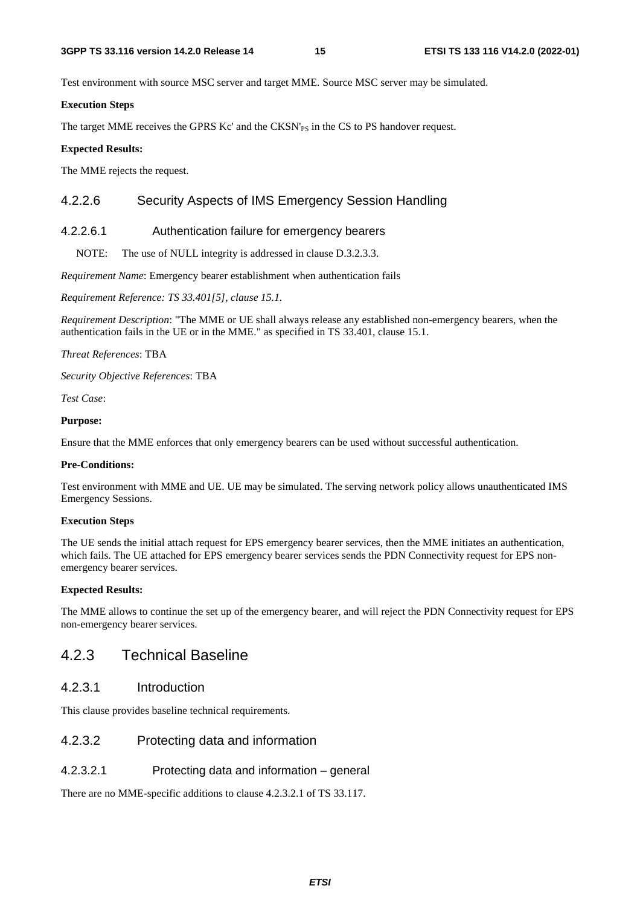Test environment with source MSC server and target MME. Source MSC server may be simulated.

**Execution Steps**

The target MME receives the GPRS Kc' and the $CKSN'_{PS}$ in the CS to PS handover request.

**Expected Results:**

The MME rejects the request.

### 4.2.2.6 Security Aspects of IMS Emergency Session Handling

#### 4.2.2.6.1 Authentication failure for emergency bearers

NOTE: The use of NULL integrity is addressed in clause D.3.2.3.3.

*Requirement Name*: Emergency bearer establishment when authentication fails

*Requirement Reference: TS 33.401[5], clause 15.1.*

*Requirement Description*: "The MME or UE shall always release any established non-emergency bearers, when the authentication fails in the UE or in the MME." as specified in TS 33.401, clause 15.1.

*Threat References*: TBA

*Security Objective References*: TBA

*Test Case*:

**Purpose:**

Ensure that the MME enforces that only emergency bearers can be used without successful authentication.

**Pre-Conditions:**

Test environment with MME and UE. UE may be simulated. The serving network policy allows unauthenticated IMS Emergency Sessions.

**Execution Steps**

The UE sends the initial attach request for EPS emergency bearer services, then the MME initiates an authentication, which fails. The UE attached for EPS emergency bearer services sends the PDN Connectivity request for EPS non-emergency bearer services.

**Expected Results:**

The MME allows to continue the set up of the emergency bearer, and will reject the PDN Connectivity request for EPS non-emergency bearer services.

## 4.2.3 Technical Baseline

### 4.2.3.1 Introduction

This clause provides baseline technical requirements.

### 4.2.3.2 Protecting data and information

#### 4.2.3.2.1 Protecting data and information – general

There are no MME-specific additions to clause 4.2.3.2.1 of TS 33.117.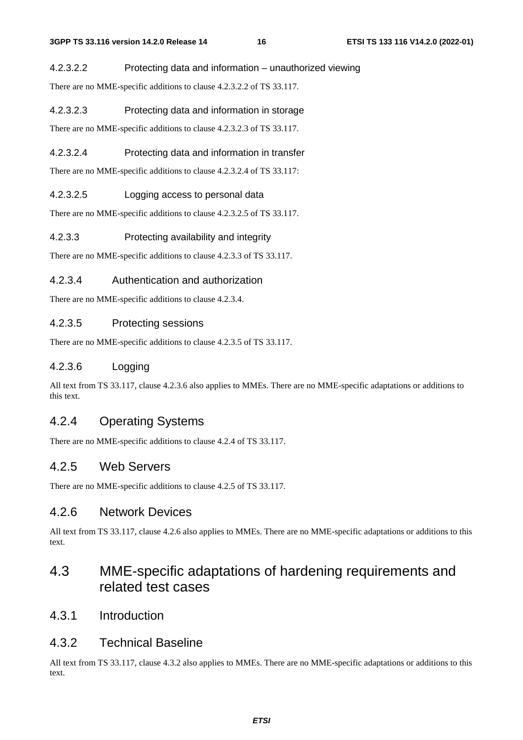#### 4.2.3.2.2 Protecting data and information – unauthorized viewing

There are no MME-specific additions to clause 4.2.3.2.2 of TS 33.117.

#### 4.2.3.2.3 Protecting data and information in storage

There are no MME-specific additions to clause 4.2.3.2.3 of TS 33.117.

#### 4.2.3.2.4 Protecting data and information in transfer

There are no MME-specific additions to clause 4.2.3.2.4 of TS 33.117:

#### 4.2.3.2.5 Logging access to personal data

There are no MME-specific additions to clause 4.2.3.2.5 of TS 33.117.

#### 4.2.3.3 Protecting availability and integrity

There are no MME-specific additions to clause 4.2.3.3 of TS 33.117.

### 4.2.3.4 Authentication and authorization

There are no MME-specific additions to clause 4.2.3.4.

### 4.2.3.5 Protecting sessions

There are no MME-specific additions to clause 4.2.3.5 of TS 33.117.

### 4.2.3.6 Logging

All text from TS 33.117, clause 4.2.3.6 also applies to MMEs. There are no MME-specific adaptations or additions to this text.

## 4.2.4 Operating Systems

There are no MME-specific additions to clause 4.2.4 of TS 33.117.

## 4.2.5 Web Servers

There are no MME-specific additions to clause 4.2.5 of TS 33.117.

## 4.2.6 Network Devices

All text from TS 33.117, clause 4.2.6 also applies to MMEs. There are no MME-specific adaptations or additions to this text.

# 4.3 MME-specific adaptations of hardening requirements and related test cases

## 4.3.1 Introduction

## 4.3.2 Technical Baseline

All text from TS 33.117, clause 4.3.2 also applies to MMEs. There are no MME-specific adaptations or additions to this text.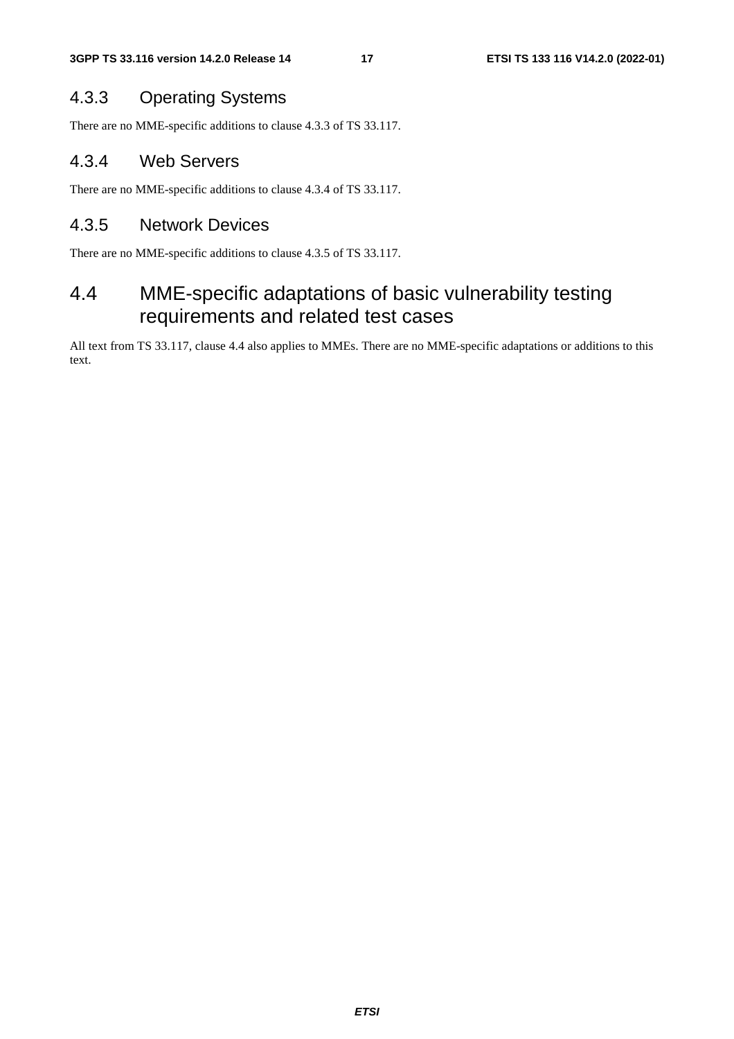### 4.3.3 Operating Systems

There are no MME-specific additions to clause 4.3.3 of TS 33.117.

### 4.3.4 Web Servers

There are no MME-specific additions to clause 4.3.4 of TS 33.117.

### 4.3.5 Network Devices

There are no MME-specific additions to clause 4.3.5 of TS 33.117.

## 4.4 MME-specific adaptations of basic vulnerability testing requirements and related test cases

All text from TS 33.117, clause 4.4 also applies to MMEs. There are no MME-specific adaptations or additions to this text.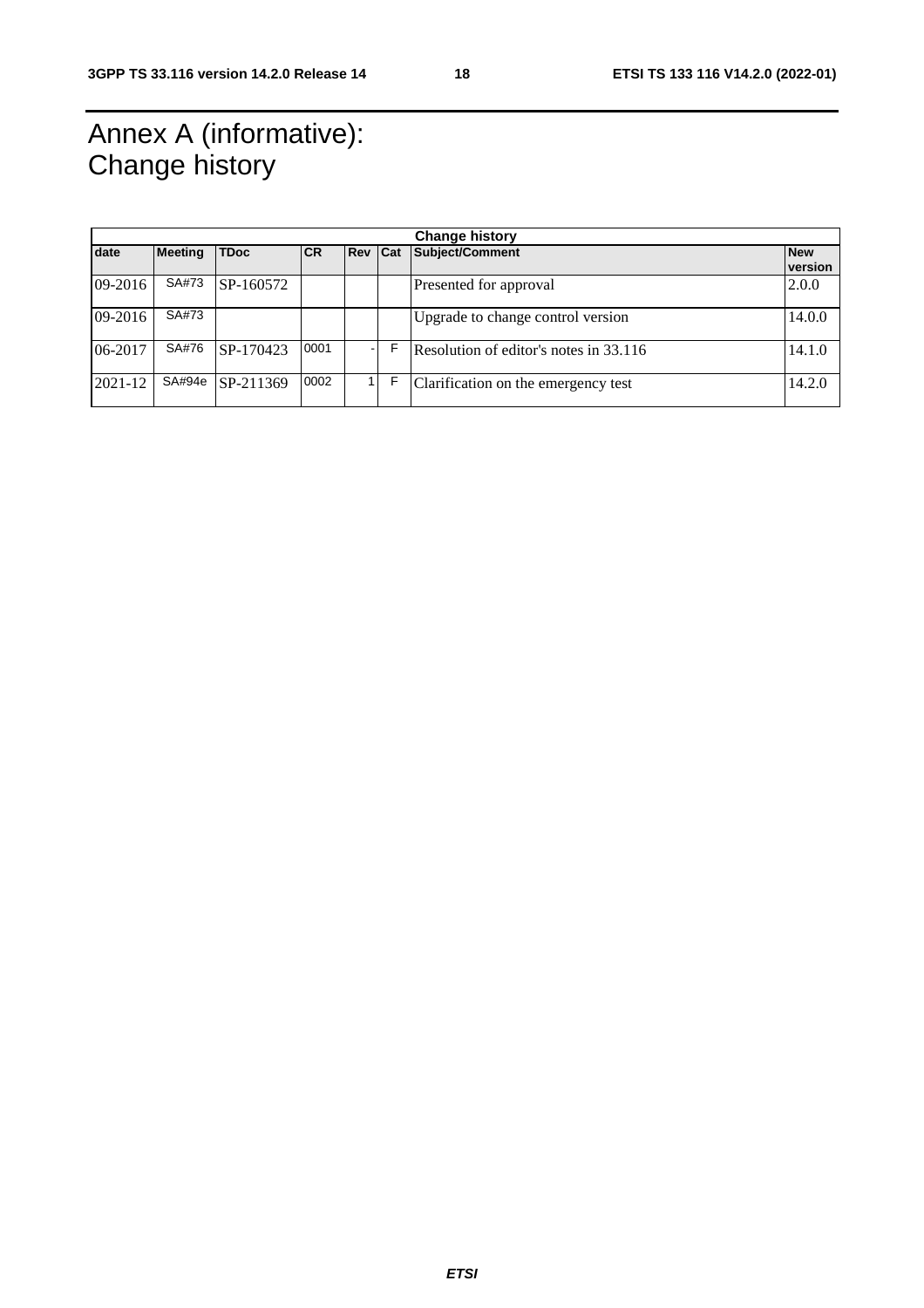# Annex A (informative): Change history

| Change history | | | | | | | |
|---|---|---|---|---|---|---|---|
| date | Meeting | TDoc | CR | Rev | Cat | Subject/Comment | New version |
| 09-2016 | SA#73 | SP-160572 | | | | Presented for approval | 2.0.0 |
| 09-2016 | SA#73 | | | | | Upgrade to change control version | 14.0.0 |
| 06-2017 | SA#76 | SP-170423 | 0001 | - | F | Resolution of editor's notes in 33.116 | 14.1.0 |
| 2021-12 | SA#94e | SP-211369 | 0002 | 1 | F | Clarification on the emergency test | 14.2.0 |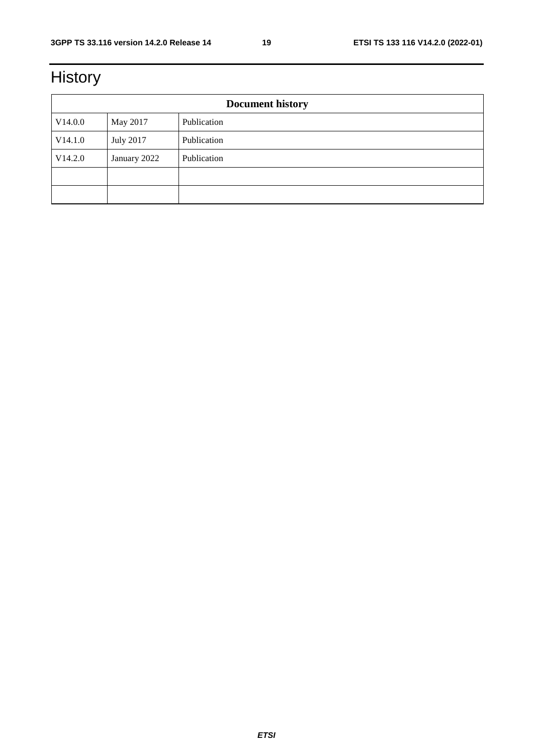# History

| Document history | | |
|---|---|---|
| V14.0.0 | May 2017 | Publication |
| V14.1.0 | July 2017 | Publication |
| V14.2.0 | January 2022 | Publication |
| | | |
| | | |